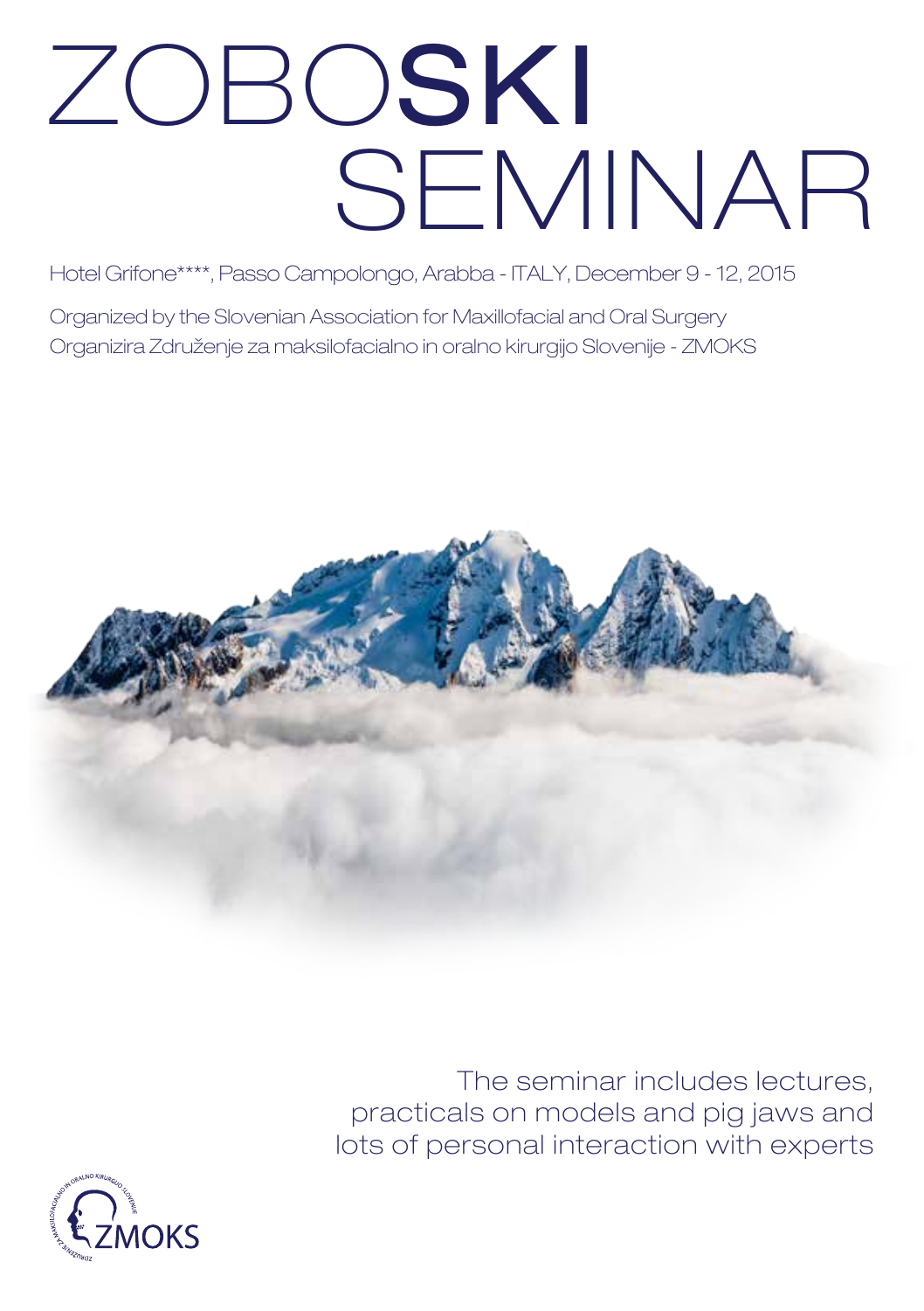# ZOBO**SKI** SEMINAR

Hotel Grifone****, Passo Campolongo, Arabba - ITALY, December 9 - 12, 2015

Organized by the Slovenian Association for Maxillofacial and Oral Surgery
Organizira Združenje za maksilofacialno in oralno kirurgijo Slovenije - ZMOKS

The seminar includes lectures, practicals on models and pig jaws and lots of personal interaction with experts

ZMOKS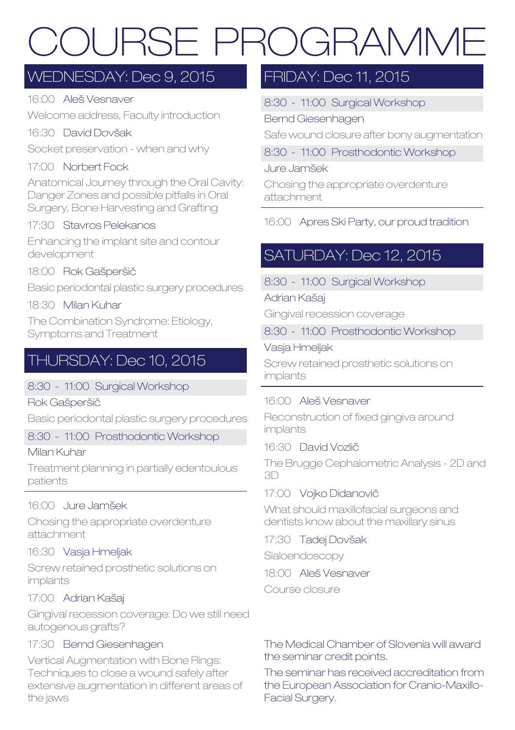# COURSE PROGRAMME

## WEDNESDAY: Dec 9, 2015

16:00 Aleš Vesnaver

Welcome address, Faculty introduction

16:30 David Dovšak

Socket preservation - when and why

17:00 Norbert Fock

Anatomical Journey through the Oral Cavity: Danger Zones and possible pitfalls in Oral Surgery, Bone Harvesting and Grafting

17:30 Stavros Pelekanos

Enhancing the implant site and contour development

18:00 Rok Gašperšič

Basic periodontal plastic surgery procedures

18:30 Milan Kuhar

The Combination Syndrome: Etiology, Symptoms and Treatment

## THURSDAY: Dec 10, 2015

8:30 - 11:00 Surgical Workshop

Rok Gašperšič

Basic periodontal plastic surgery procedures

8:30 - 11:00 Prosthodontic Workshop

Milan Kuhar

Treatment planning in partially edentoulous patients

---

16:00 Jure Jamšek

Chosing the appropriate overdenture attachment

16:30 Vasja Hmeljak

Screw retained prosthetic solutions on implants

17:00 Adrian Kašaj

Gingival recession coverage: Do we still need autogenous grafts?

17:30 Bernd Giesenhagen

Vertical Augmentation with Bone Rings: Techniques to close a wound safely after extensive augmentation in different areas of the jaws

## FRIDAY: Dec 11, 2015

8:30 - 11:00 Surgical Workshop

Bernd Giesenhagen

Safe wound closure after bony augmentation

8:30 - 11:00 Prosthodontic Workshop

Jure Jamšek

Chosing the appropriate overdenture attachment

---

16:00 Apres Ski Party, our proud tradition

## SATURDAY: Dec 12, 2015

8:30 - 11:00 Surgical Workshop

Adrian Kašaj

Gingival recession coverage

8:30 - 11:00 Prosthodontic Workshop

Vasja Hmeljak

Screw retained prosthetic solutions on implants

---

16:00 Aleš Vesnaver

Reconstruction of fixed gingiva around implants

16:30 David Vozlič

The Brugge Cephalometric Analysis - 2D and 3D

17:00 Vojko Didanovič

What should maxillofacial surgeons and dentists know about the maxillary sinus

17:30 Tadej Dovšak

Sialoendoscopy

18:00 Aleš Vesnaver

Course closure

The Medical Chamber of Slovenia will award the seminar credit points.

The seminar has received accreditation from the European Association for Cranio-Maxillo-Facial Surgery.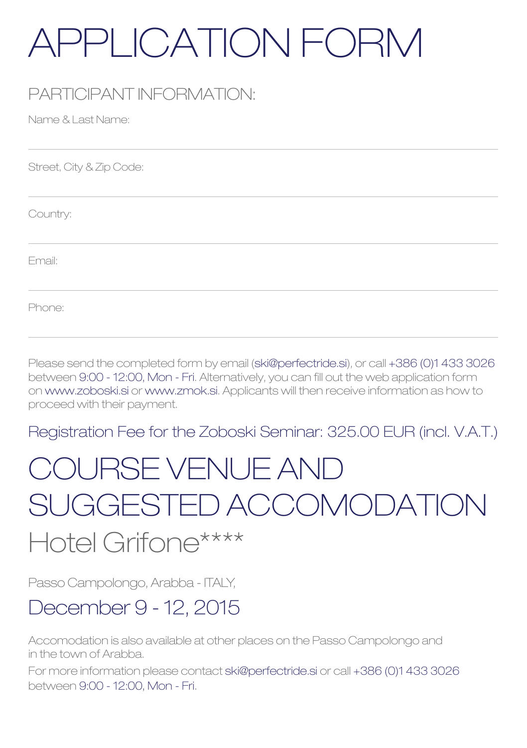# APPLICATION FORM

## PARTICIPANT INFORMATION:

Name & Last Name:

Street, City & Zip Code:

Country:

Email:

Phone:

Please send the completed form by email (ski@perfectride.si), or call +386 (0)1 433 3026 between 9:00 - 12:00, Mon - Fri. Alternatively, you can fill out the web application form on www.zoboski.si or www.zmok.si. Applicants will then receive information as how to proceed with their payment.

Registration Fee for the Zoboski Seminar: 325.00 EUR (incl. V.A.T.)

# COURSE VENUE AND SUGGESTED ACCOMODATION

## Hotel Grifone****

Passo Campolongo, Arabba - ITALY,

## December 9 - 12, 2015

Accomodation is also available at other places on the Passo Campolongo and in the town of Arabba.

For more information please contact ski@perfectride.si or call +386 (0)1 433 3026 between 9:00 - 12:00, Mon - Fri.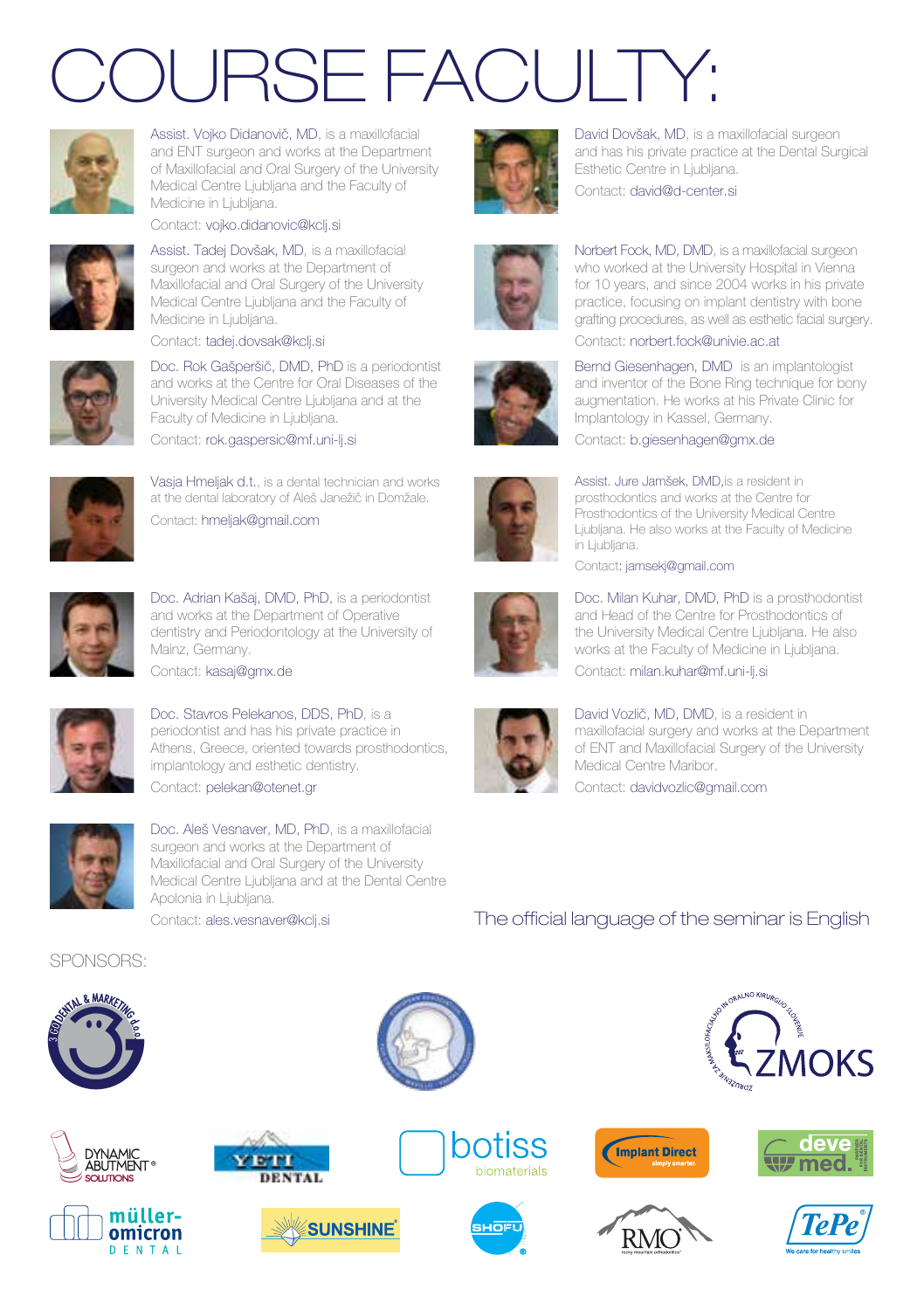# COURSE FACULTY:

Assist. Vojko Didanovič, MD, is a maxillofacial and ENT surgeon and works at the Department of Maxillofacial and Oral Surgery of the University Medical Centre Ljubljana and the Faculty of Medicine in Ljubljana.

Contact: vojko.didanovic@kclj.si

Assist. Tadej Dovšak, MD, is a maxillofacial surgeon and works at the Department of Maxillofacial and Oral Surgery of the University Medical Centre Ljubljana and the Faculty of Medicine in Ljubljana.

Contact: tadej.dovsak@kclj.si

Doc. Rok Gašperšič, DMD, PhD is a periodontist and works at the Centre for Oral Diseases of the University Medical Centre Ljubljana and at the Faculty of Medicine in Ljubljana.

Contact: rok.gaspersic@mf.uni-lj.si

Vasja Hmeljak d.t., is a dental technician and works at the dental laboratory of Aleš Janežič in Domžale.

Contact: hmeljak@gmail.com

Doc. Adrian Kašaj, DMD, PhD, is a periodontist and works at the Department of Operative dentistry and Periodontology at the University of Mainz, Germany.

Contact: kasaj@gmx.de

Doc. Stavros Pelekanos, DDS, PhD, is a periodontist and has his private practice in Athens, Greece, oriented towards prosthodontics, implantology and esthetic dentistry.

Contact: pelekan@otenet.gr

Doc. Aleš Vesnaver, MD, PhD, is a maxillofacial surgeon and works at the Department of Maxillofacial and Oral Surgery of the University Medical Centre Ljubljana and at the Dental Centre Apolonia in Ljubljana.

Contact: ales.vesnaver@kclj.si

David Dovšak, MD, is a maxillofacial surgeon and has his private practice at the Dental Surgical Esthetic Centre in Ljubljana.

Contact: david@d-center.si

Norbert Fock, MD, DMD, is a maxillofacial surgeon who worked at the University Hospital in Vienna for 10 years, and since 2004 works in his private practice, focusing on implant dentistry with bone grafting procedures, as well as esthetic facial surgery.

Contact: norbert.fock@univie.ac.at

Bernd Giesenhagen, DMD is an implantologist and inventor of the Bone Ring technique for bony augmentation. He works at his Private Clinic for Implantology in Kassel, Germany.

Contact: b.giesenhagen@gmx.de

Assist. Jure Jamšek, DMD,is a resident in prosthodontics and works at the Centre for Prosthodontics of the University Medical Centre Ljubljana. He also works at the Faculty of Medicine in Ljubljana.

Contact: jamsekj@gmail.com

Doc. Milan Kuhar, DMD, PhD is a prosthodontist and Head of the Centre for Prosthodontics of the University Medical Centre Ljubljana. He also works at the Faculty of Medicine in Ljubljana.

Contact: milan.kuhar@mf.uni-lj.si

David Vozlič, MD, DMD, is a resident in maxillofacial surgery and works at the Department of ENT and Maxillofacial Surgery of the University Medical Centre Maribor.

Contact: davidvozlic@gmail.com

The official language of the seminar is English

SPONSORS: